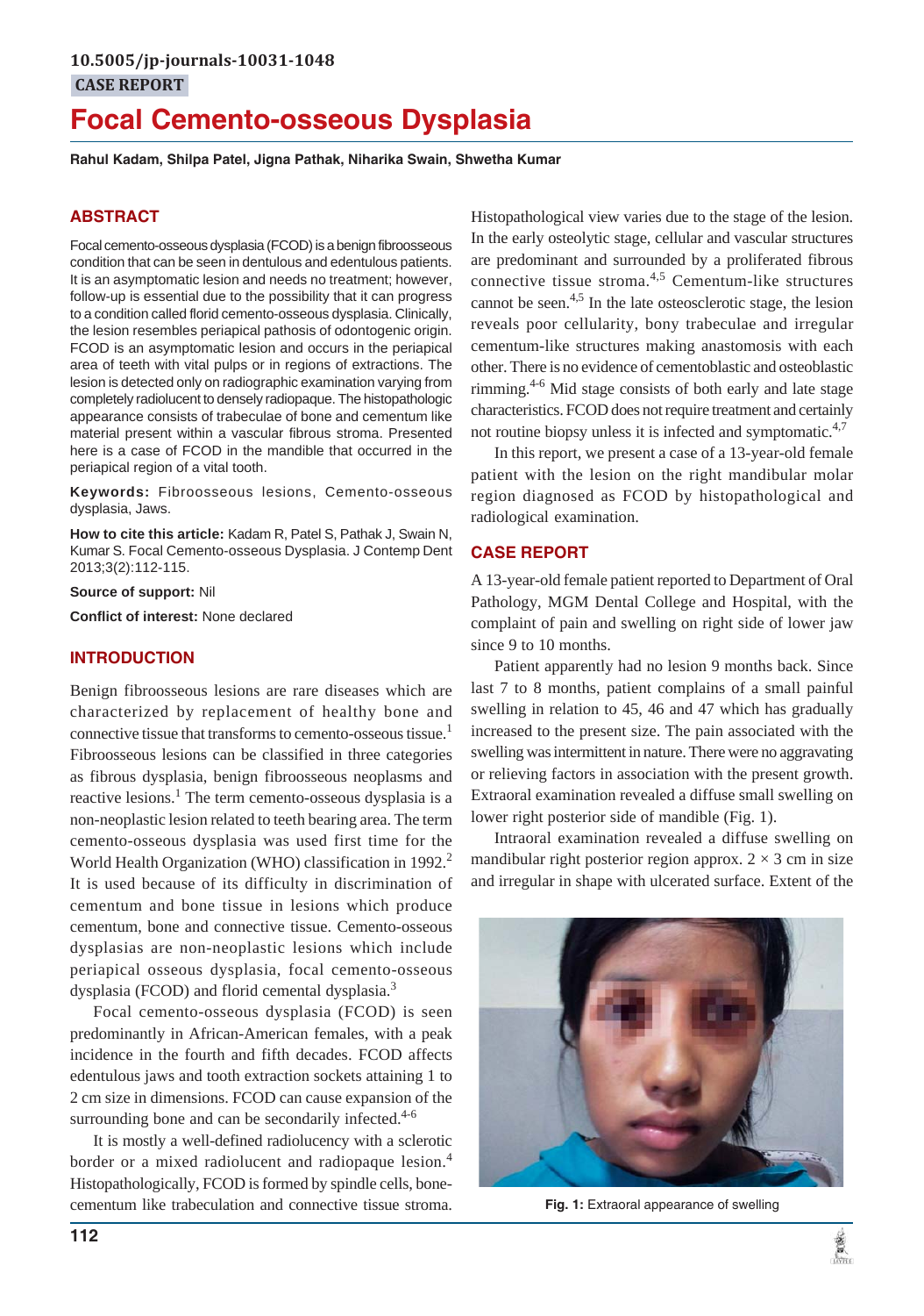10.5005/jp-journals-10031-1048

CASE REPORT

# Focal Cemento-osseous Dysplasia

**Rahul Kadam, Shilpa Patel, Jigna Pathak, Niharika Swain, Shwetha Kumar**

## ABSTRACT

Focal cemento-osseous dysplasia (FCOD) is a benign fibroosseous condition that can be seen in dentulous and edentulous patients. It is an asymptomatic lesion and needs no treatment; however, follow-up is essential due to the possibility that it can progress to a condition called florid cemento-osseous dysplasia. Clinically, the lesion resembles periapical pathosis of odontogenic origin. FCOD is an asymptomatic lesion and occurs in the periapical area of teeth with vital pulps or in regions of extractions. The lesion is detected only on radiographic examination varying from completely radiolucent to densely radiopaque. The histopathologic appearance consists of trabeculae of bone and cementum like material present within a vascular fibrous stroma. Presented here is a case of FCOD in the mandible that occurred in the periapical region of a vital tooth.

**Keywords:** Fibroosseous lesions, Cemento-osseous dysplasia, Jaws.

**How to cite this article:** Kadam R, Patel S, Pathak J, Swain N, Kumar S. Focal Cemento-osseous Dysplasia. J Contemp Dent 2013;3(2):112-115.

**Source of support:** Nil

**Conflict of interest:** None declared

## INTRODUCTION

Benign fibroosseous lesions are rare diseases which are characterized by replacement of healthy bone and connective tissue that transforms to cemento-osseous tissue.[1] Fibroosseous lesions can be classified in three categories as fibrous dysplasia, benign fibroosseous neoplasms and reactive lesions.[1] The term cemento-osseous dysplasia is a non-neoplastic lesion related to teeth bearing area. The term cemento-osseous dysplasia was used first time for the World Health Organization (WHO) classification in 1992.[2] It is used because of its difficulty in discrimination of cementum and bone tissue in lesions which produce cementum, bone and connective tissue. Cemento-osseous dysplasias are non-neoplastic lesions which include periapical osseous dysplasia, focal cemento-osseous dysplasia (FCOD) and florid cemental dysplasia.[3]

Focal cemento-osseous dysplasia (FCOD) is seen predominantly in African-American females, with a peak incidence in the fourth and fifth decades. FCOD affects edentulous jaws and tooth extraction sockets attaining 1 to 2 cm size in dimensions. FCOD can cause expansion of the surrounding bone and can be secondarily infected.[4-6]

It is mostly a well-defined radiolucency with a sclerotic border or a mixed radiolucent and radiopaque lesion.[4] Histopathologically, FCOD is formed by spindle cells, bone-cementum like trabeculation and connective tissue stroma. Histopathological view varies due to the stage of the lesion. In the early osteolytic stage, cellular and vascular structures are predominant and surrounded by a proliferated fibrous connective tissue stroma.[4,5] Cementum-like structures cannot be seen.[4,5] In the late osteosclerotic stage, the lesion reveals poor cellularity, bony trabeculae and irregular cementum-like structures making anastomosis with each other. There is no evidence of cementoblastic and osteoblastic rimming.[4-6] Mid stage consists of both early and late stage characteristics. FCOD does not require treatment and certainly not routine biopsy unless it is infected and symptomatic.[4,7]

In this report, we present a case of a 13-year-old female patient with the lesion on the right mandibular molar region diagnosed as FCOD by histopathological and radiological examination.

## CASE REPORT

A 13-year-old female patient reported to Department of Oral Pathology, MGM Dental College and Hospital, with the complaint of pain and swelling on right side of lower jaw since 9 to 10 months.

Patient apparently had no lesion 9 months back. Since last 7 to 8 months, patient complains of a small painful swelling in relation to 45, 46 and 47 which has gradually increased to the present size. The pain associated with the swelling was intermittent in nature. There were no aggravating or relieving factors in association with the present growth. Extraoral examination revealed a diffuse small swelling on lower right posterior side of mandible (Fig. 1).

Intraoral examination revealed a diffuse swelling on mandibular right posterior region approx. $2 \times 3$ cm in size and irregular in shape with ulcerated surface. Extent of the

**Fig. 1:** Extraoral appearance of swelling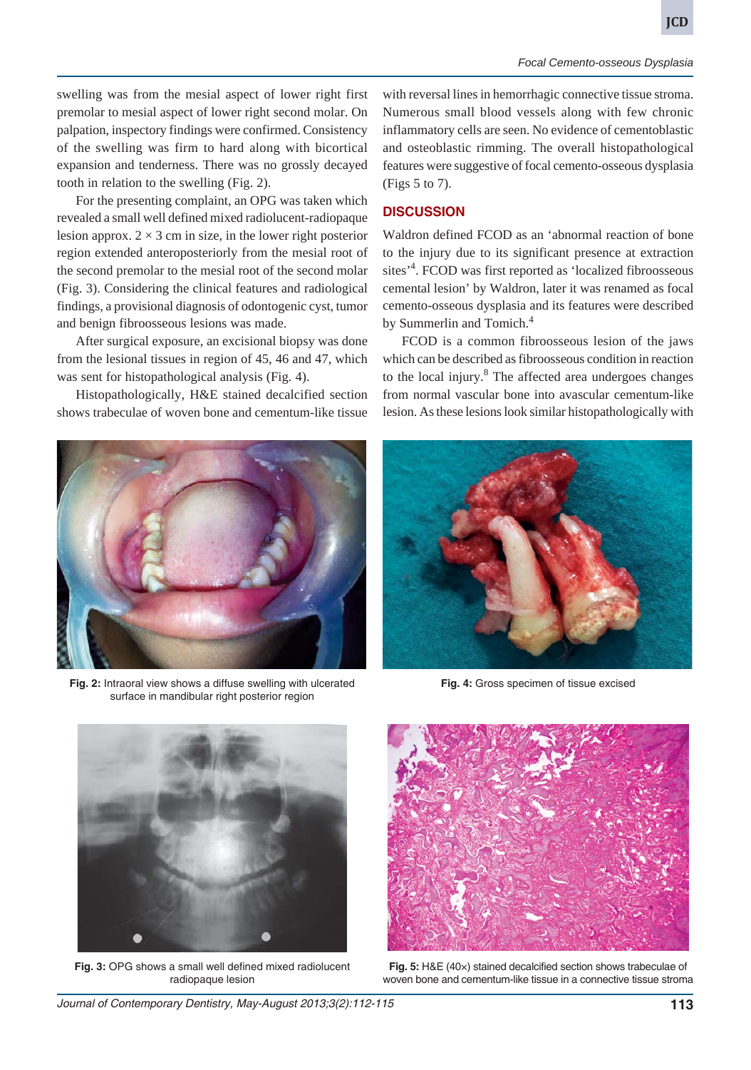swelling was from the mesial aspect of lower right first premolar to mesial aspect of lower right second molar. On palpation, inspectory findings were confirmed. Consistency of the swelling was firm to hard along with bicortical expansion and tenderness. There was no grossly decayed tooth in relation to the swelling (Fig. 2).

For the presenting complaint, an OPG was taken which revealed a small well defined mixed radiolucent-radiopaque lesion approx. 2 × 3 cm in size, in the lower right posterior region extended anteroposteriorly from the mesial root of the second premolar to the mesial root of the second molar (Fig. 3). Considering the clinical features and radiological findings, a provisional diagnosis of odontogenic cyst, tumor and benign fibroosseous lesions was made.

After surgical exposure, an excisional biopsy was done from the lesional tissues in region of 45, 46 and 47, which was sent for histopathological analysis (Fig. 4).

Histopathologically, H&E stained decalcified section shows trabeculae of woven bone and cementum-like tissue with reversal lines in hemorrhagic connective tissue stroma. Numerous small blood vessels along with few chronic inflammatory cells are seen. No evidence of cementoblastic and osteoblastic rimming. The overall histopathological features were suggestive of focal cemento-osseous dysplasia (Figs 5 to 7).

## DISCUSSION

Waldron defined FCOD as an 'abnormal reaction of bone to the injury due to its significant presence at extraction sites'[4]. FCOD was first reported as 'localized fibroosseous cemental lesion' by Waldron, later it was renamed as focal cemento-osseous dysplasia and its features were described by Summerlin and Tomich.[4]

FCOD is a common fibroosseous lesion of the jaws which can be described as fibroosseous condition in reaction to the local injury.[8] The affected area undergoes changes from normal vascular bone into avascular cementum-like lesion. As these lesions look similar histopathologically with

**Fig. 2:** Intraoral view shows a diffuse swelling with ulcerated surface in mandibular right posterior region

**Fig. 4:** Gross specimen of tissue excised

**Fig. 3:** OPG shows a small well defined mixed radiolucent radiopaque lesion

**Fig. 5:** H&E (40×) stained decalcified section shows trabeculae of woven bone and cementum-like tissue in a connective tissue stroma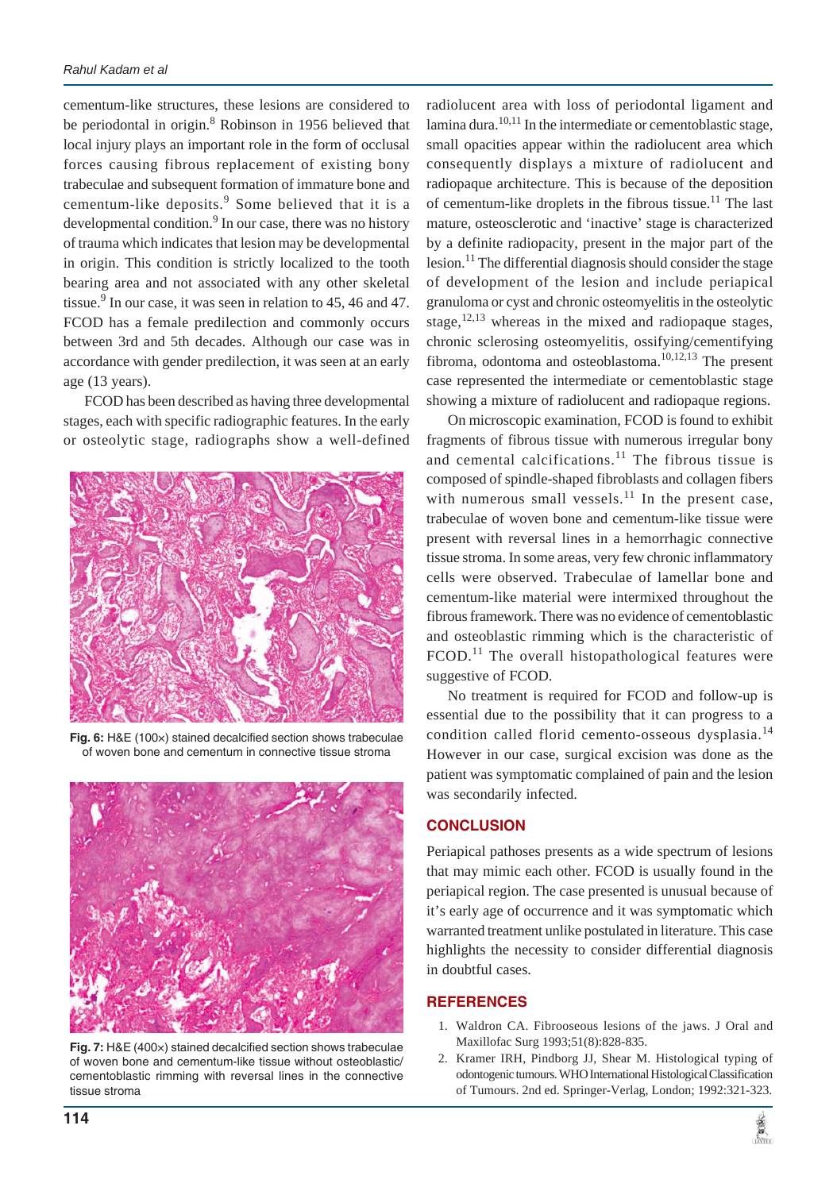cementum-like structures, these lesions are considered to be periodontal in origin.[8] Robinson in 1956 believed that local injury plays an important role in the form of occlusal forces causing fibrous replacement of existing bony trabeculae and subsequent formation of immature bone and cementum-like deposits.[9] Some believed that it is a developmental condition.[9] In our case, there was no history of trauma which indicates that lesion may be developmental in origin. This condition is strictly localized to the tooth bearing area and not associated with any other skeletal tissue.[9] In our case, it was seen in relation to 45, 46 and 47. FCOD has a female predilection and commonly occurs between 3rd and 5th decades. Although our case was in accordance with gender predilection, it was seen at an early age (13 years).

FCOD has been described as having three developmental stages, each with specific radiographic features. In the early or osteolytic stage, radiographs show a well-defined radiolucent area with loss of periodontal ligament and lamina dura.[10,11] In the intermediate or cementoblastic stage, small opacities appear within the radiolucent area which consequently displays a mixture of radiolucent and radiopaque architecture. This is because of the deposition of cementum-like droplets in the fibrous tissue.[11] The last mature, osteosclerotic and 'inactive' stage is characterized by a definite radiopacity, present in the major part of the lesion.[11] The differential diagnosis should consider the stage of development of the lesion and include periapical granuloma or cyst and chronic osteomyelitis in the osteolytic stage,[12,13] whereas in the mixed and radiopaque stages, chronic sclerosing osteomyelitis, ossifying/cementifying fibroma, odontoma and osteoblastoma.[10,12,13] The present case represented the intermediate or cementoblastic stage showing a mixture of radiolucent and radiopaque regions.

**Fig. 6:** H&E (100×) stained decalcified section shows trabeculae of woven bone and cementum in connective tissue stroma

**Fig. 7:** H&E (400×) stained decalcified section shows trabeculae of woven bone and cementum-like tissue without osteoblastic/cementoblastic rimming with reversal lines in the connective tissue stroma

On microscopic examination, FCOD is found to exhibit fragments of fibrous tissue with numerous irregular bony and cemental calcifications.[11] The fibrous tissue is composed of spindle-shaped fibroblasts and collagen fibers with numerous small vessels.[11] In the present case, trabeculae of woven bone and cementum-like tissue were present with reversal lines in a hemorrhagic connective tissue stroma. In some areas, very few chronic inflammatory cells were observed. Trabeculae of lamellar bone and cementum-like material were intermixed throughout the fibrous framework. There was no evidence of cementoblastic and osteoblastic rimming which is the characteristic of FCOD.[11] The overall histopathological features were suggestive of FCOD.

No treatment is required for FCOD and follow-up is essential due to the possibility that it can progress to a condition called florid cemento-osseous dysplasia.[14] However in our case, surgical excision was done as the patient was symptomatic complained of pain and the lesion was secondarily infected.

## CONCLUSION

Periapical pathoses presents as a wide spectrum of lesions that may mimic each other. FCOD is usually found in the periapical region. The case presented is unusual because of it's early age of occurrence and it was symptomatic which warranted treatment unlike postulated in literature. This case highlights the necessity to consider differential diagnosis in doubtful cases.

## REFERENCES

1. Waldron CA. Fibrooseous lesions of the jaws. J Oral and Maxillofac Surg 1993;51(8):828-835.
2. Kramer IRH, Pindborg JJ, Shear M. Histological typing of odontogenic tumours. WHO International Histological Classification of Tumours. 2nd ed. Springer-Verlag, London; 1992:321-323.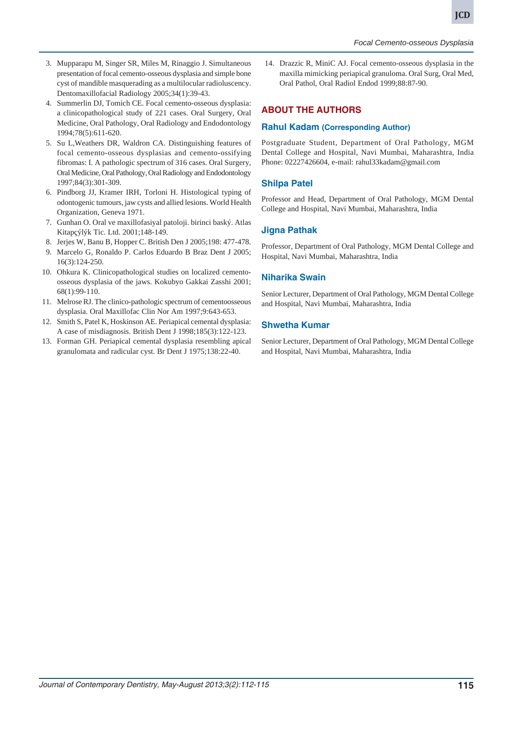3. Mupparapu M, Singer SR, Miles M, Rinaggio J. Simultaneous presentation of focal cemento-osseous dysplasia and simple bone cyst of mandible masquerading as a multilocular radioluscency. Dentomaxillofacial Radiology 2005;34(1):39-43.
4. Summerlin DJ, Tomich CE. Focal cemento-osseous dysplasia: a clinicopathological study of 221 cases. Oral Surgery, Oral Medicine, Oral Pathology, Oral Radiology and Endodontology 1994;78(5):611-620.
5. Su L,Weathers DR, Waldron CA. Distinguishing features of focal cemento-osseous dysplasias and cemento-ossifying fibromas: I. A pathologic spectrum of 316 cases. Oral Surgery, Oral Medicine, Oral Pathology, Oral Radiology and Endodontology 1997;84(3):301-309.
6. Pindborg JJ, Kramer IRH, Torloni H. Histological typing of odontogenic tumours, jaw cysts and allied lesions. World Health Organization, Geneva 1971.
7. Gunhan O. Oral ve maxillofasiyal patoloji. birinci baský. Atlas Kitapçýlýk Tic. Ltd. 2001;148-149.
8. Jerjes W, Banu B, Hopper C. British Den J 2005;198: 477-478.
9. Marcelo G, Ronaldo P. Carlos Eduardo B Braz Dent J 2005; 16(3):124-250.
10. Ohkura K. Clinicopathological studies on localized cemento-osseous dysplasia of the jaws. Kokubyo Gakkai Zasshi 2001; 68(1):99-110.
11. Melrose RJ. The clinico-pathologic spectrum of cementoosseous dysplasia. Oral Maxillofac Clin Nor Am 1997;9:643-653.
12. Smith S, Patel K, Hoskinson AE. Periapical cemental dysplasia: A case of misdiagnosis. British Dent J 1998;185(3):122-123.
13. Forman GH. Periapical cemental dysplasia resembling apical granulomata and radicular cyst. Br Dent J 1975;138:22-40.
14. Drazzic R, MiniC AJ. Focal cemento-osseous dysplasia in the maxilla mimicking periapical granuloma. Oral Surg, Oral Med, Oral Pathol, Oral Radiol Endod 1999;88:87-90.

## ABOUT THE AUTHORS

### Rahul Kadam (Corresponding Author)

Postgraduate Student, Department of Oral Pathology, MGM Dental College and Hospital, Navi Mumbai, Maharashtra, India Phone: 02227426604, e-mail: rahul33kadam@gmail.com

### Shilpa Patel

Professor and Head, Department of Oral Pathology, MGM Dental College and Hospital, Navi Mumbai, Maharashtra, India

### Jigna Pathak

Professor, Department of Oral Pathology, MGM Dental College and Hospital, Navi Mumbai, Maharashtra, India

### Niharika Swain

Senior Lecturer, Department of Oral Pathology, MGM Dental College and Hospital, Navi Mumbai, Maharashtra, India

### Shwetha Kumar

Senior Lecturer, Department of Oral Pathology, MGM Dental College and Hospital, Navi Mumbai, Maharashtra, India